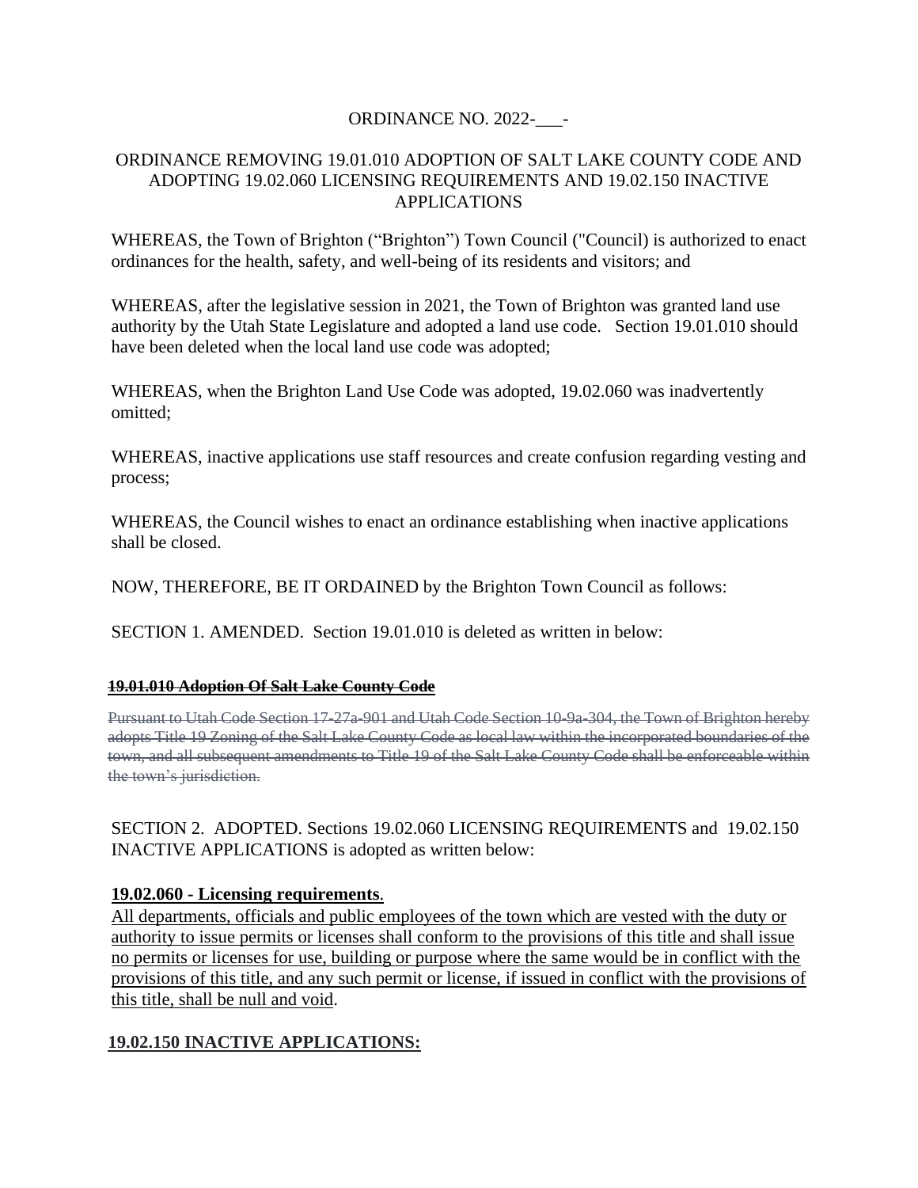ORDINANCE NO. 2022-___-

ORDINANCE REMOVING 19.01.010 ADOPTION OF SALT LAKE COUNTY CODE AND ADOPTING 19.02.060 LICENSING REQUIREMENTS AND 19.02.150 INACTIVE APPLICATIONS

WHEREAS, the Town of Brighton ("Brighton") Town Council ("Council) is authorized to enact ordinances for the health, safety, and well-being of its residents and visitors; and

WHEREAS, after the legislative session in 2021, the Town of Brighton was granted land use authority by the Utah State Legislature and adopted a land use code. Section 19.01.010 should have been deleted when the local land use code was adopted;

WHEREAS, when the Brighton Land Use Code was adopted, 19.02.060 was inadvertently omitted;

WHEREAS, inactive applications use staff resources and create confusion regarding vesting and process;

WHEREAS, the Council wishes to enact an ordinance establishing when inactive applications shall be closed.

NOW, THEREFORE, BE IT ORDAINED by the Brighton Town Council as follows:

SECTION 1. AMENDED. Section 19.01.010 is deleted as written in below:

~~**19.01.010 Adoption Of Salt Lake County Code**~~

~~Pursuant to Utah Code Section 17-27a-901 and Utah Code Section 10-9a-304, the Town of Brighton hereby adopts Title 19 Zoning of the Salt Lake County Code as local law within the incorporated boundaries of the town, and all subsequent amendments to Title 19 of the Salt Lake County Code shall be enforceable within the town's jurisdiction.~~

SECTION 2. ADOPTED. Sections 19.02.060 LICENSING REQUIREMENTS and 19.02.150 INACTIVE APPLICATIONS is adopted as written below:

<u>**19.02.060 - Licensing requirements**</u>.

<u>All departments, officials and public employees of the town which are vested with the duty or authority to issue permits or licenses shall conform to the provisions of this title and shall issue no permits or licenses for use, building or purpose where the same would be in conflict with the provisions of this title, and any such permit or license, if issued in conflict with the provisions of this title, shall be null and void</u>.

<u>**19.02.150 INACTIVE APPLICATIONS:**</u>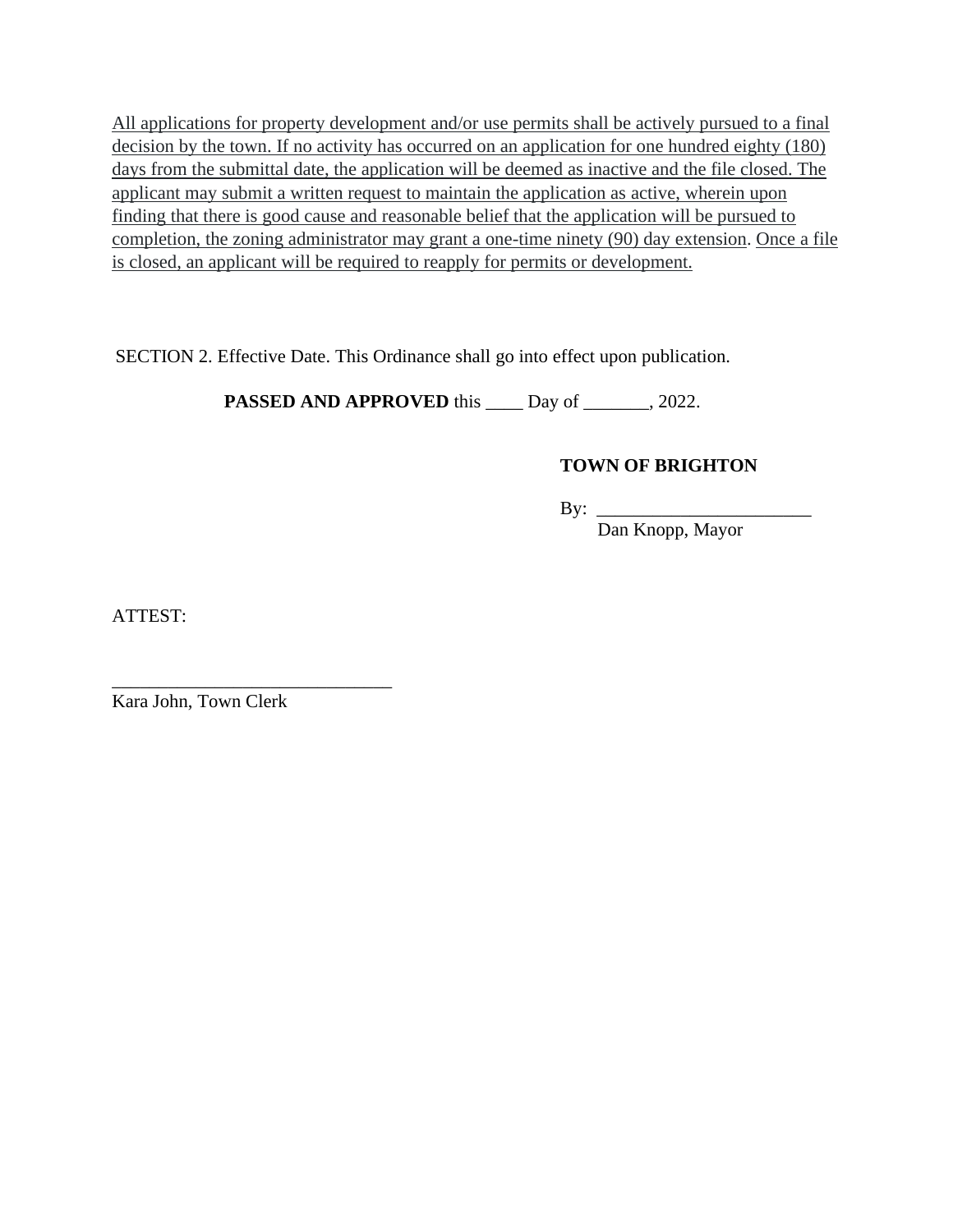<u>All applications for property development and/or use permits shall be actively pursued to a final decision by the town. If no activity has occurred on an application for one hundred eighty (180) days from the submittal date, the application will be deemed as inactive and the file closed. The applicant may submit a written request to maintain the application as active, wherein upon finding that there is good cause and reasonable belief that the application will be pursued to completion, the zoning administrator may grant a one-time ninety (90) day extension</u>. <u>Once a file is closed, an applicant will be required to reapply for permits or development.</u>

SECTION 2. Effective Date. This Ordinance shall go into effect upon publication.

**PASSED AND APPROVED** this ____ Day of _______, 2022.

**TOWN OF BRIGHTON**

By: ______________________
Dan Knopp, Mayor

ATTEST:

_____________________________
Kara John, Town Clerk